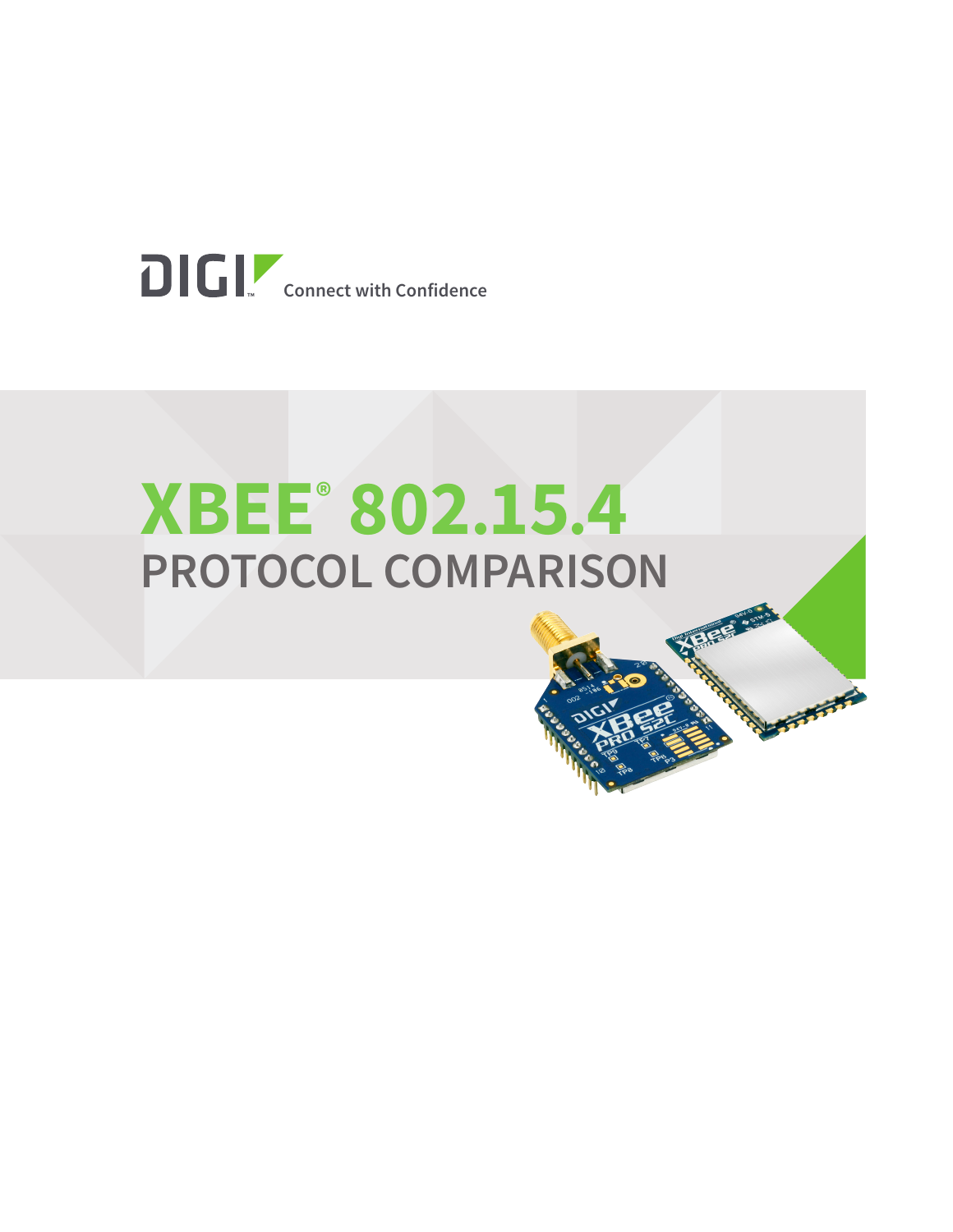DIGI Connect with Confidence

# XBEE® 802.15.4

## PROTOCOL COMPARISON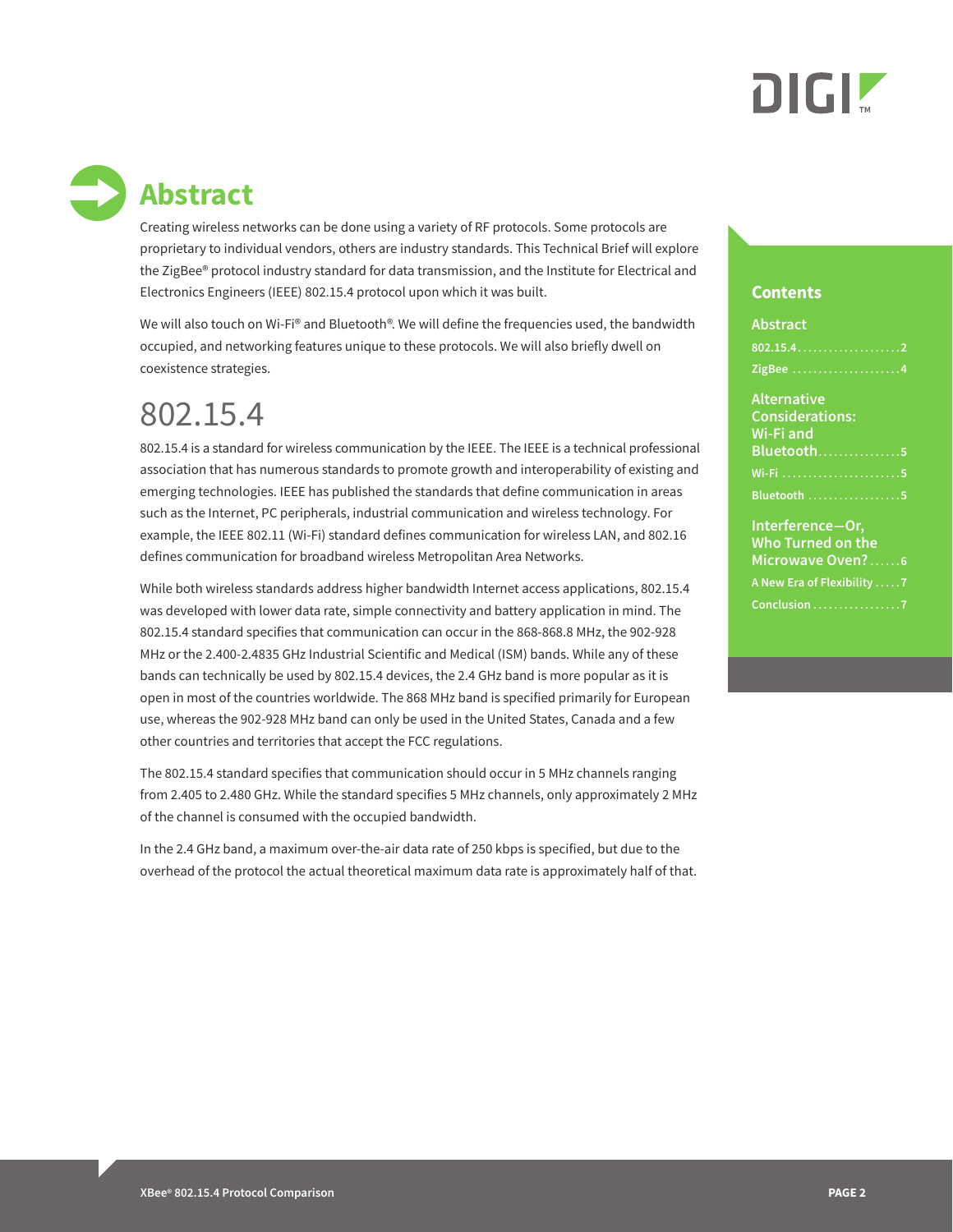# Abstract

Creating wireless networks can be done using a variety of RF protocols. Some protocols are proprietary to individual vendors, others are industry standards. This Technical Brief will explore the ZigBee® protocol industry standard for data transmission, and the Institute for Electrical and Electronics Engineers (IEEE) 802.15.4 protocol upon which it was built.

We will also touch on Wi-Fi® and Bluetooth®. We will define the frequencies used, the bandwidth occupied, and networking features unique to these protocols. We will also briefly dwell on coexistence strategies.

## Contents

- Abstract
  - 802.15.4 .................... 2
  - ZigBee .................... 4
- Alternative Considerations: Wi-Fi and Bluetooth .................... 5
  - Wi-Fi .................... 5
  - Bluetooth .................... 5
- Interference—Or, Who Turned on the Microwave Oven? .................... 6
  - A New Era of Flexibility .................... 7
  - Conclusion .................... 7

## 802.15.4

802.15.4 is a standard for wireless communication by the IEEE. The IEEE is a technical professional association that has numerous standards to promote growth and interoperability of existing and emerging technologies. IEEE has published the standards that define communication in areas such as the Internet, PC peripherals, industrial communication and wireless technology. For example, the IEEE 802.11 (Wi-Fi) standard defines communication for wireless LAN, and 802.16 defines communication for broadband wireless Metropolitan Area Networks.

While both wireless standards address higher bandwidth Internet access applications, 802.15.4 was developed with lower data rate, simple connectivity and battery application in mind. The 802.15.4 standard specifies that communication can occur in the 868-868.8 MHz, the 902-928 MHz or the 2.400-2.4835 GHz Industrial Scientific and Medical (ISM) bands. While any of these bands can technically be used by 802.15.4 devices, the 2.4 GHz band is more popular as it is open in most of the countries worldwide. The 868 MHz band is specified primarily for European use, whereas the 902-928 MHz band can only be used in the United States, Canada and a few other countries and territories that accept the FCC regulations.

The 802.15.4 standard specifies that communication should occur in 5 MHz channels ranging from 2.405 to 2.480 GHz. While the standard specifies 5 MHz channels, only approximately 2 MHz of the channel is consumed with the occupied bandwidth.

In the 2.4 GHz band, a maximum over-the-air data rate of 250 kbps is specified, but due to the overhead of the protocol the actual theoretical maximum data rate is approximately half of that.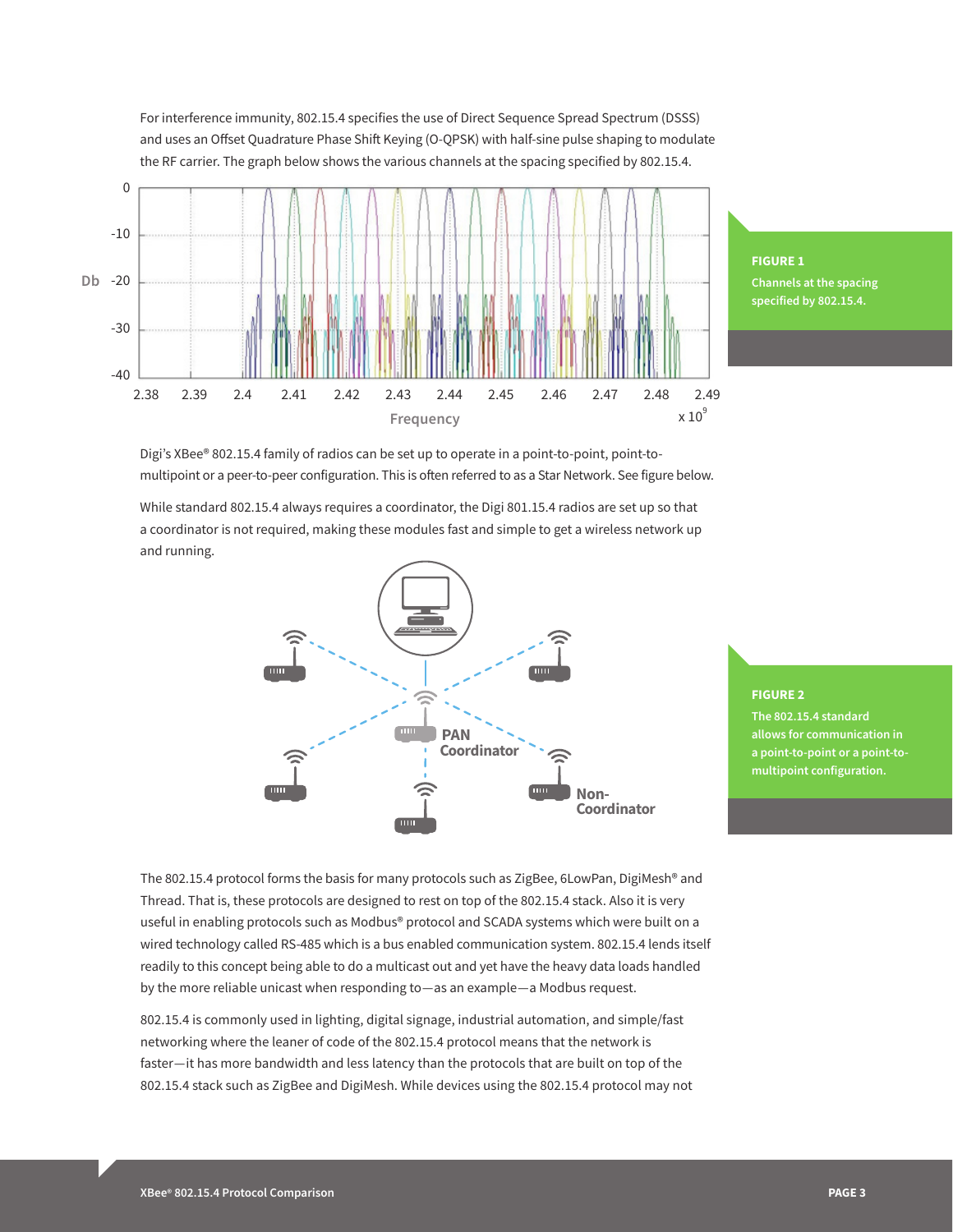For interference immunity, 802.15.4 specifies the use of Direct Sequence Spread Spectrum (DSSS) and uses an Offset Quadrature Phase Shift Keying (O-QPSK) with half-sine pulse shaping to modulate the RF carrier. The graph below shows the various channels at the spacing specified by 802.15.4.

**FIGURE 1**
**Channels at the spacing specified by 802.15.4.**

Digi's XBee® 802.15.4 family of radios can be set up to operate in a point-to-point, point-to-multipoint or a peer-to-peer configuration. This is often referred to as a Star Network. See figure below.

While standard 802.15.4 always requires a coordinator, the Digi 801.15.4 radios are set up so that a coordinator is not required, making these modules fast and simple to get a wireless network up and running.

**FIGURE 2**
**The 802.15.4 standard allows for communication in a point-to-point or a point-to-multipoint configuration.**

The 802.15.4 protocol forms the basis for many protocols such as ZigBee, 6LowPan, DigiMesh® and Thread. That is, these protocols are designed to rest on top of the 802.15.4 stack. Also it is very useful in enabling protocols such as Modbus® protocol and SCADA systems which were built on a wired technology called RS-485 which is a bus enabled communication system. 802.15.4 lends itself readily to this concept being able to do a multicast out and yet have the heavy data loads handled by the more reliable unicast when responding to—as an example—a Modbus request.

802.15.4 is commonly used in lighting, digital signage, industrial automation, and simple/fast networking where the leaner of code of the 802.15.4 protocol means that the network is faster—it has more bandwidth and less latency than the protocols that are built on top of the 802.15.4 stack such as ZigBee and DigiMesh. While devices using the 802.15.4 protocol may not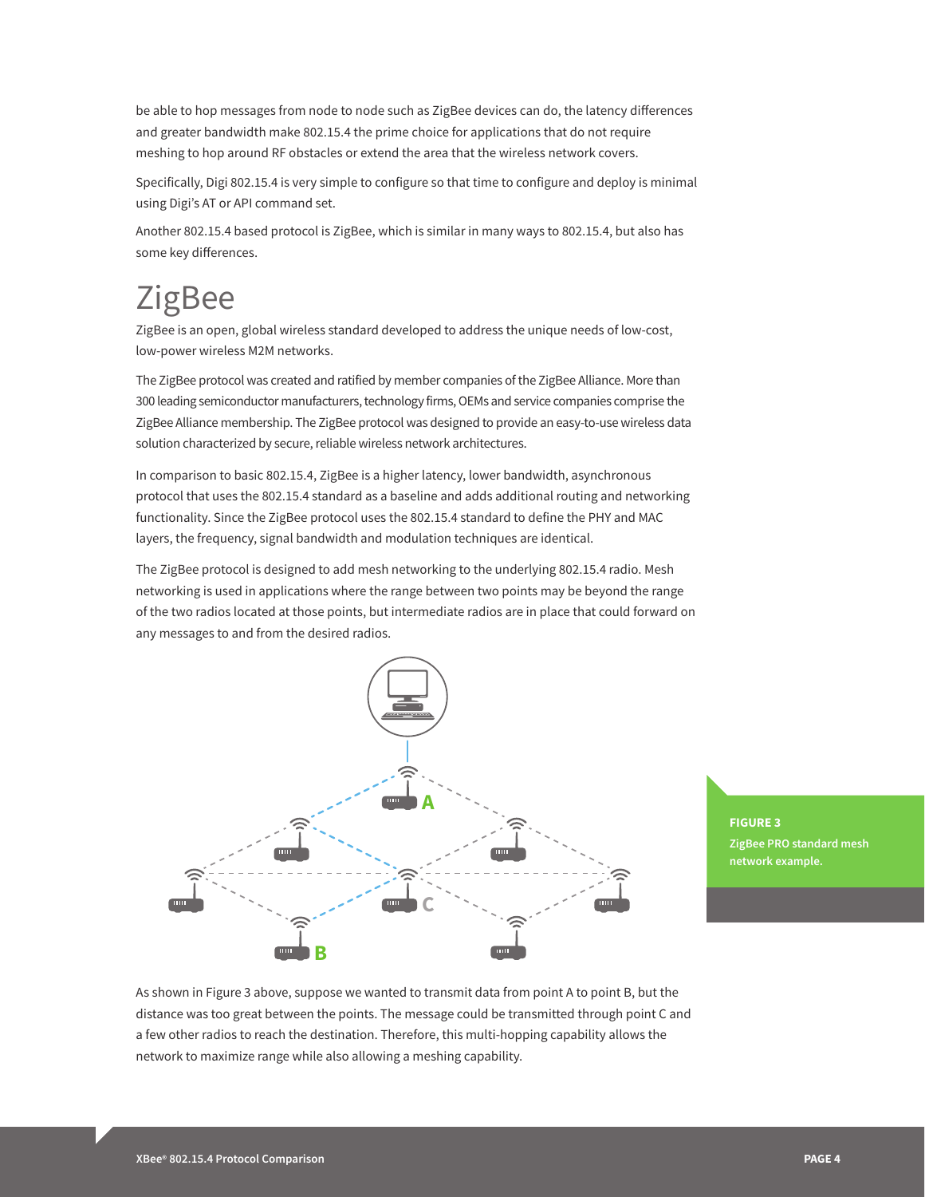be able to hop messages from node to node such as ZigBee devices can do, the latency differences and greater bandwidth make 802.15.4 the prime choice for applications that do not require meshing to hop around RF obstacles or extend the area that the wireless network covers.

Specifically, Digi 802.15.4 is very simple to configure so that time to configure and deploy is minimal using Digi's AT or API command set.

Another 802.15.4 based protocol is ZigBee, which is similar in many ways to 802.15.4, but also has some key differences.

# ZigBee

ZigBee is an open, global wireless standard developed to address the unique needs of low-cost, low-power wireless M2M networks.

The ZigBee protocol was created and ratified by member companies of the ZigBee Alliance. More than 300 leading semiconductor manufacturers, technology firms, OEMs and service companies comprise the ZigBee Alliance membership. The ZigBee protocol was designed to provide an easy-to-use wireless data solution characterized by secure, reliable wireless network architectures.

In comparison to basic 802.15.4, ZigBee is a higher latency, lower bandwidth, asynchronous protocol that uses the 802.15.4 standard as a baseline and adds additional routing and networking functionality. Since the ZigBee protocol uses the 802.15.4 standard to define the PHY and MAC layers, the frequency, signal bandwidth and modulation techniques are identical.

The ZigBee protocol is designed to add mesh networking to the underlying 802.15.4 radio. Mesh networking is used in applications where the range between two points may be beyond the range of the two radios located at those points, but intermediate radios are in place that could forward on any messages to and from the desired radios.

**FIGURE 3**
**ZigBee PRO standard mesh network example.**

As shown in Figure 3 above, suppose we wanted to transmit data from point A to point B, but the distance was too great between the points. The message could be transmitted through point C and a few other radios to reach the destination. Therefore, this multi-hopping capability allows the network to maximize range while also allowing a meshing capability.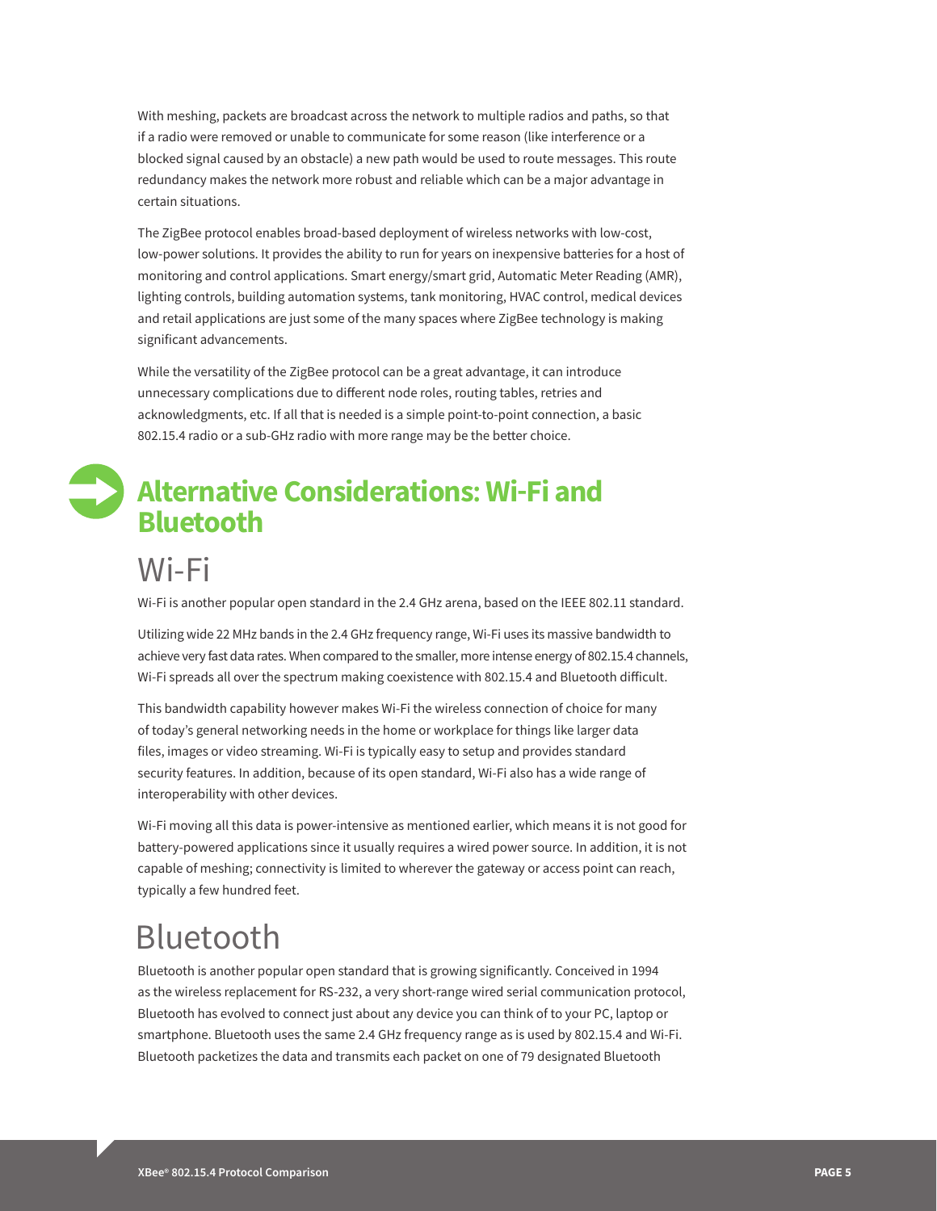With meshing, packets are broadcast across the network to multiple radios and paths, so that if a radio were removed or unable to communicate for some reason (like interference or a blocked signal caused by an obstacle) a new path would be used to route messages. This route redundancy makes the network more robust and reliable which can be a major advantage in certain situations.

The ZigBee protocol enables broad-based deployment of wireless networks with low-cost, low-power solutions. It provides the ability to run for years on inexpensive batteries for a host of monitoring and control applications. Smart energy/smart grid, Automatic Meter Reading (AMR), lighting controls, building automation systems, tank monitoring, HVAC control, medical devices and retail applications are just some of the many spaces where ZigBee technology is making significant advancements.

While the versatility of the ZigBee protocol can be a great advantage, it can introduce unnecessary complications due to different node roles, routing tables, retries and acknowledgments, etc. If all that is needed is a simple point-to-point connection, a basic 802.15.4 radio or a sub-GHz radio with more range may be the better choice.

## Alternative Considerations: Wi-Fi and Bluetooth

### Wi-Fi

Wi-Fi is another popular open standard in the 2.4 GHz arena, based on the IEEE 802.11 standard.

Utilizing wide 22 MHz bands in the 2.4 GHz frequency range, Wi-Fi uses its massive bandwidth to achieve very fast data rates. When compared to the smaller, more intense energy of 802.15.4 channels, Wi-Fi spreads all over the spectrum making coexistence with 802.15.4 and Bluetooth difficult.

This bandwidth capability however makes Wi-Fi the wireless connection of choice for many of today's general networking needs in the home or workplace for things like larger data files, images or video streaming. Wi-Fi is typically easy to setup and provides standard security features. In addition, because of its open standard, Wi-Fi also has a wide range of interoperability with other devices.

Wi-Fi moving all this data is power-intensive as mentioned earlier, which means it is not good for battery-powered applications since it usually requires a wired power source. In addition, it is not capable of meshing; connectivity is limited to wherever the gateway or access point can reach, typically a few hundred feet.

### Bluetooth

Bluetooth is another popular open standard that is growing significantly. Conceived in 1994 as the wireless replacement for RS-232, a very short-range wired serial communication protocol, Bluetooth has evolved to connect just about any device you can think of to your PC, laptop or smartphone. Bluetooth uses the same 2.4 GHz frequency range as is used by 802.15.4 and Wi-Fi. Bluetooth packetizes the data and transmits each packet on one of 79 designated Bluetooth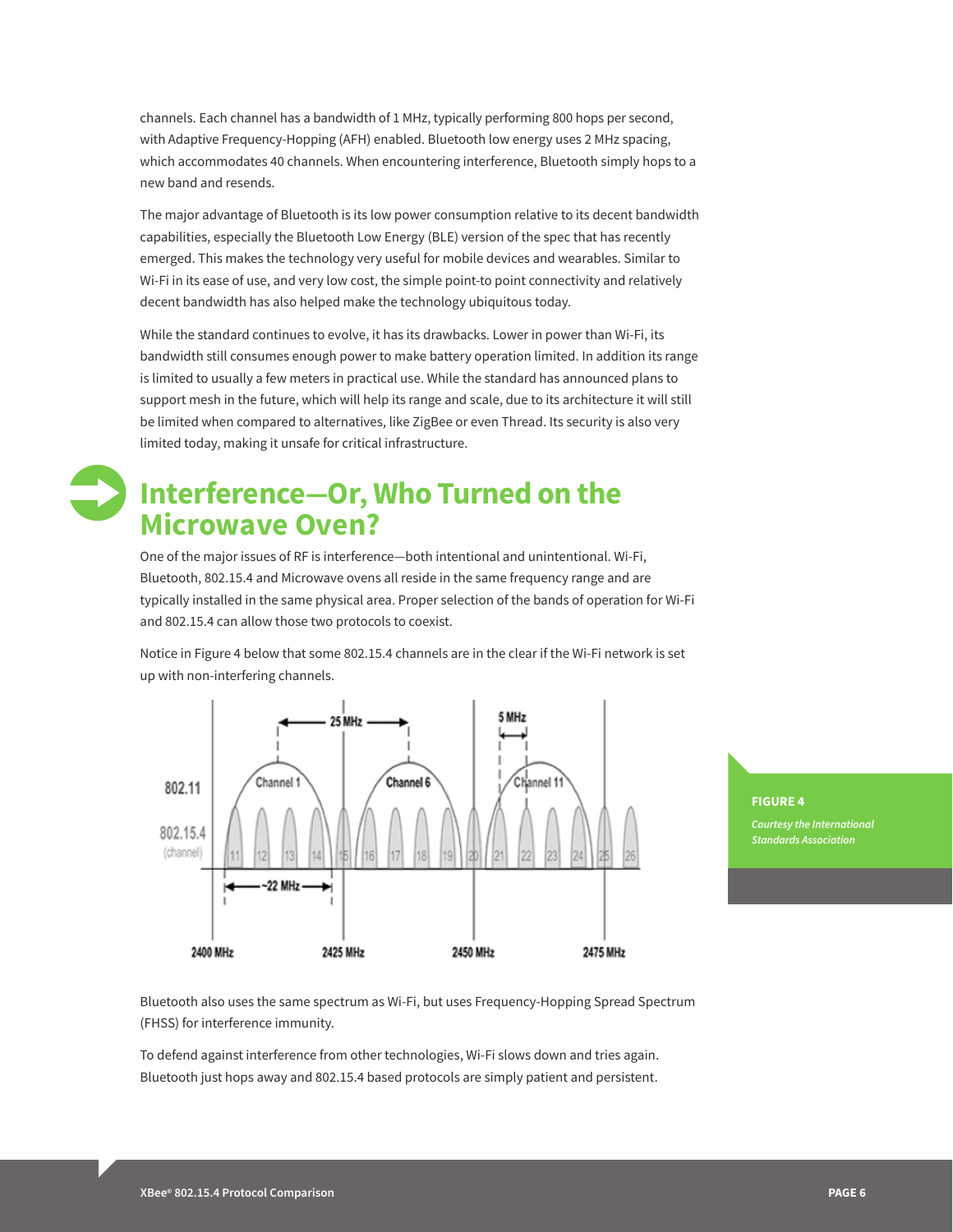channels. Each channel has a bandwidth of 1 MHz, typically performing 800 hops per second, with Adaptive Frequency-Hopping (AFH) enabled. Bluetooth low energy uses 2 MHz spacing, which accommodates 40 channels. When encountering interference, Bluetooth simply hops to a new band and resends.

The major advantage of Bluetooth is its low power consumption relative to its decent bandwidth capabilities, especially the Bluetooth Low Energy (BLE) version of the spec that has recently emerged. This makes the technology very useful for mobile devices and wearables. Similar to Wi-Fi in its ease of use, and very low cost, the simple point-to point connectivity and relatively decent bandwidth has also helped make the technology ubiquitous today.

While the standard continues to evolve, it has its drawbacks. Lower in power than Wi-Fi, its bandwidth still consumes enough power to make battery operation limited. In addition its range is limited to usually a few meters in practical use. While the standard has announced plans to support mesh in the future, which will help its range and scale, due to its architecture it will still be limited when compared to alternatives, like ZigBee or even Thread. Its security is also very limited today, making it unsafe for critical infrastructure.

## Interference—Or, Who Turned on the Microwave Oven?

One of the major issues of RF is interference—both intentional and unintentional. Wi-Fi, Bluetooth, 802.15.4 and Microwave ovens all reside in the same frequency range and are typically installed in the same physical area. Proper selection of the bands of operation for Wi-Fi and 802.15.4 can allow those two protocols to coexist.

Notice in Figure 4 below that some 802.15.4 channels are in the clear if the Wi-Fi network is set up with non-interfering channels.

**FIGURE 4**

*Courtesy the International Standards Association*

Bluetooth also uses the same spectrum as Wi-Fi, but uses Frequency-Hopping Spread Spectrum (FHSS) for interference immunity.

To defend against interference from other technologies, Wi-Fi slows down and tries again. Bluetooth just hops away and 802.15.4 based protocols are simply patient and persistent.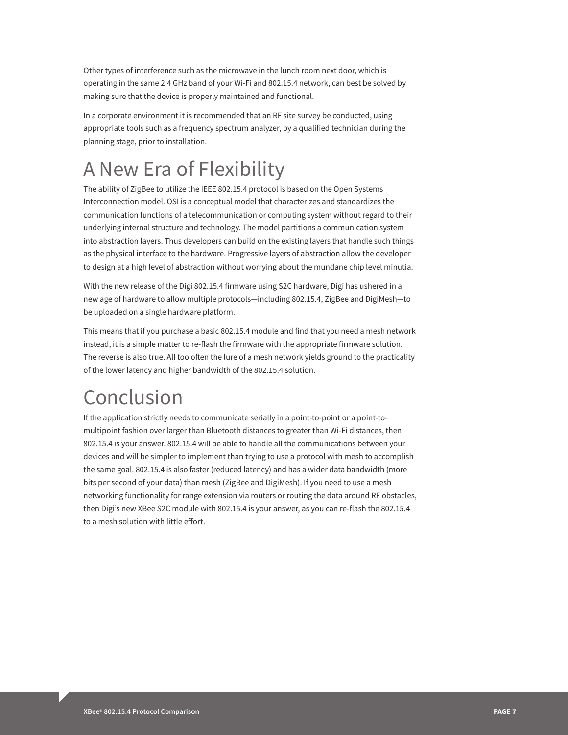Other types of interference such as the microwave in the lunch room next door, which is operating in the same 2.4 GHz band of your Wi-Fi and 802.15.4 network, can best be solved by making sure that the device is properly maintained and functional.

In a corporate environment it is recommended that an RF site survey be conducted, using appropriate tools such as a frequency spectrum analyzer, by a qualified technician during the planning stage, prior to installation.

# A New Era of Flexibility

The ability of ZigBee to utilize the IEEE 802.15.4 protocol is based on the Open Systems Interconnection model. OSI is a conceptual model that characterizes and standardizes the communication functions of a telecommunication or computing system without regard to their underlying internal structure and technology. The model partitions a communication system into abstraction layers. Thus developers can build on the existing layers that handle such things as the physical interface to the hardware. Progressive layers of abstraction allow the developer to design at a high level of abstraction without worrying about the mundane chip level minutia.

With the new release of the Digi 802.15.4 firmware using S2C hardware, Digi has ushered in a new age of hardware to allow multiple protocols—including 802.15.4, ZigBee and DigiMesh—to be uploaded on a single hardware platform.

This means that if you purchase a basic 802.15.4 module and find that you need a mesh network instead, it is a simple matter to re-flash the firmware with the appropriate firmware solution. The reverse is also true. All too often the lure of a mesh network yields ground to the practicality of the lower latency and higher bandwidth of the 802.15.4 solution.

# Conclusion

If the application strictly needs to communicate serially in a point-to-point or a point-to-multipoint fashion over larger than Bluetooth distances to greater than Wi-Fi distances, then 802.15.4 is your answer. 802.15.4 will be able to handle all the communications between your devices and will be simpler to implement than trying to use a protocol with mesh to accomplish the same goal. 802.15.4 is also faster (reduced latency) and has a wider data bandwidth (more bits per second of your data) than mesh (ZigBee and DigiMesh). If you need to use a mesh networking functionality for range extension via routers or routing the data around RF obstacles, then Digi's new XBee S2C module with 802.15.4 is your answer, as you can re-flash the 802.15.4 to a mesh solution with little effort.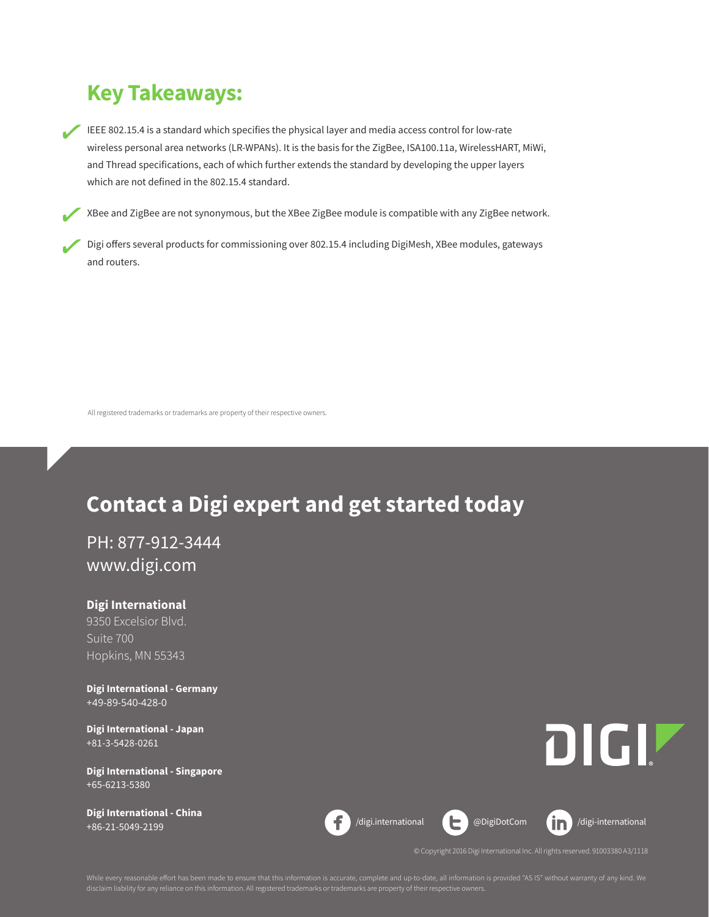## Key Takeaways:

- IEEE 802.15.4 is a standard which specifies the physical layer and media access control for low-rate wireless personal area networks (LR-WPANs). It is the basis for the ZigBee, ISA100.11a, WirelessHART, MiWi, and Thread specifications, each of which further extends the standard by developing the upper layers which are not defined in the 802.15.4 standard.
- XBee and ZigBee are not synonymous, but the XBee ZigBee module is compatible with any ZigBee network.
- Digi offers several products for commissioning over 802.15.4 including DigiMesh, XBee modules, gateways and routers.

All registered trademarks or trademarks are property of their respective owners.

## Contact a Digi expert and get started today

PH: 877-912-3444
www.digi.com

**Digi International**
9350 Excelsior Blvd.
Suite 700
Hopkins, MN 55343

**Digi International - Germany**
+49-89-540-428-0

**Digi International - Japan**
+81-3-5428-0261

**Digi International - Singapore**
+65-6213-5380

**Digi International - China**
+86-21-5049-2199

DIGI

/digi.international @DigiDotCom /digi-international

© Copyright 2016 Digi International Inc. All rights reserved. 91003380 A3/1118

While every reasonable effort has been made to ensure that this information is accurate, complete and up-to-date, all information is provided "AS IS" without warranty of any kind. We disclaim liability for any reliance on this information. All registered trademarks or trademarks are property of their respective owners.